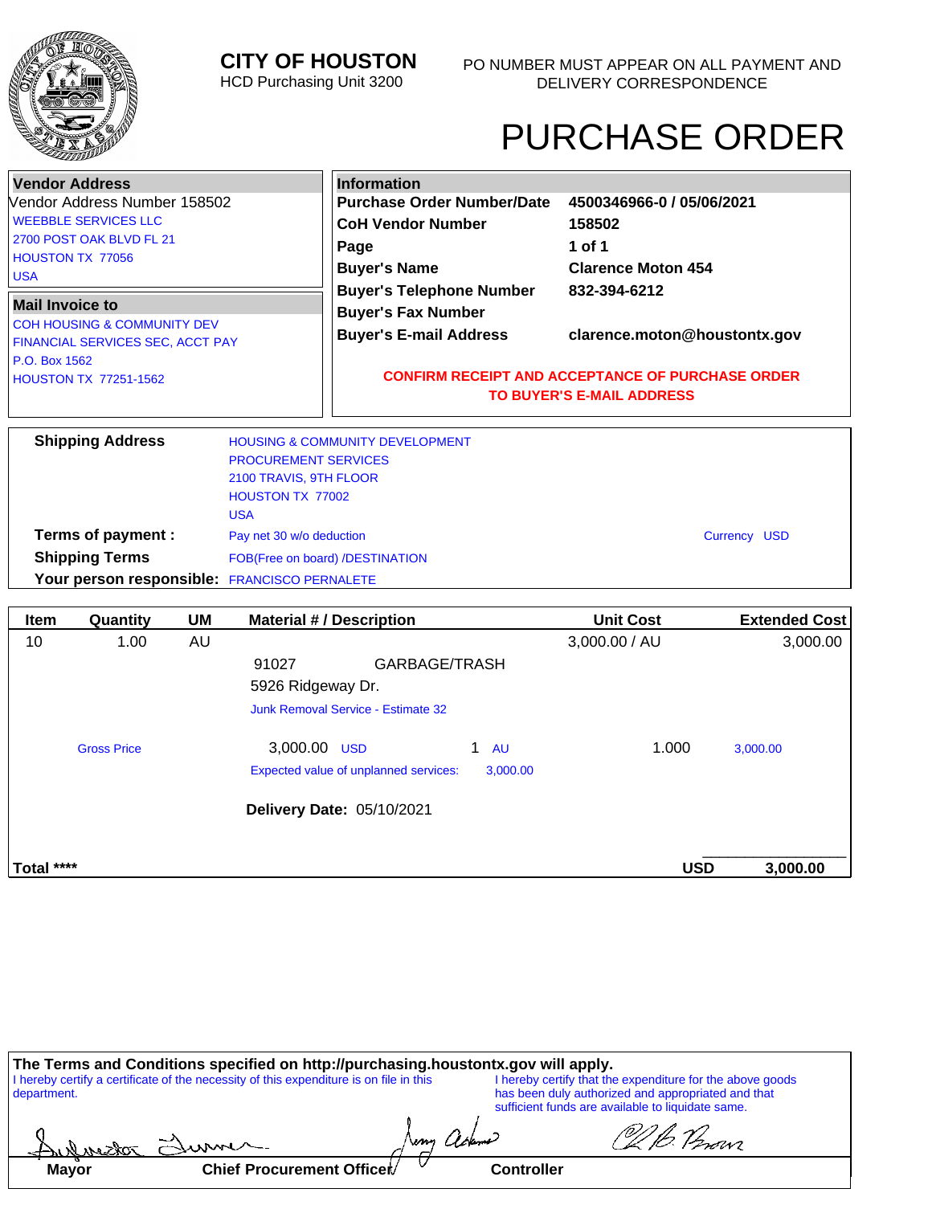**CITY OF HOUSTON**
HCD Purchasing Unit 3200

PO NUMBER MUST APPEAR ON ALL PAYMENT AND DELIVERY CORRESPONDENCE

# PURCHASE ORDER

**Vendor Address**
Vendor Address Number 158502
WEEBBLE SERVICES LLC
2700 POST OAK BLVD FL 21
HOUSTON TX 77056
USA

**Mail Invoice to**
COH HOUSING & COMMUNITY DEV
FINANCIAL SERVICES SEC, ACCT PAY
P.O. Box 1562
HOUSTON TX 77251-1562

**Information**

| | |
|---|---|
| **Purchase Order Number/Date** | **4500346966-0 / 05/06/2021** |
| **CoH Vendor Number** | **158502** |
| **Page** | **1 of 1** |
| **Buyer's Name** | **Clarence Moton 454** |
| **Buyer's Telephone Number** | **832-394-6212** |
| **Buyer's Fax Number** | |
| **Buyer's E-mail Address** | **clarence.moton@houstontx.gov** |

CONFIRM RECEIPT AND ACCEPTANCE OF PURCHASE ORDER TO BUYER'S E-MAIL ADDRESS

**Shipping Address**
HOUSING & COMMUNITY DEVELOPMENT
PROCUREMENT SERVICES
2100 TRAVIS, 9TH FLOOR
HOUSTON TX 77002
USA

**Terms of payment :** Pay net 30 w/o deduction — Currency USD
**Shipping Terms** FOB(Free on board) /DESTINATION
**Your person responsible:** FRANCISCO PERNALETE

| Item | Quantity | UM | Material # / Description | Unit Cost | Extended Cost |
|---|---|---|---|---|---|
| 10 | 1.00 | AU | | 3,000.00 / AU | 3,000.00 |
| | | | 91027 GARBAGE/TRASH | | |
| | | | 5926 Ridgeway Dr. | | |
| | | | Junk Removal Service - Estimate 32 | | |
| | Gross Price | | 3,000.00 USD 1 AU | 1.000 | 3,000.00 |
| | | | Expected value of unplanned services: 3,000.00 | | |
| | | | **Delivery Date:** 05/10/2021 | | |
| **Total \*\*\*\*** | | | | **USD** | **3,000.00** |

**The Terms and Conditions specified on http://purchasing.houstontx.gov will apply.**

I hereby certify a certificate of the necessity of this expenditure is on file in this department.

I hereby certify that the expenditure for the above goods has been duly authorized and appropriated and that sufficient funds are available to liquidate same.

| Mayor | Chief Procurement Officer | Controller |
|---|---|---|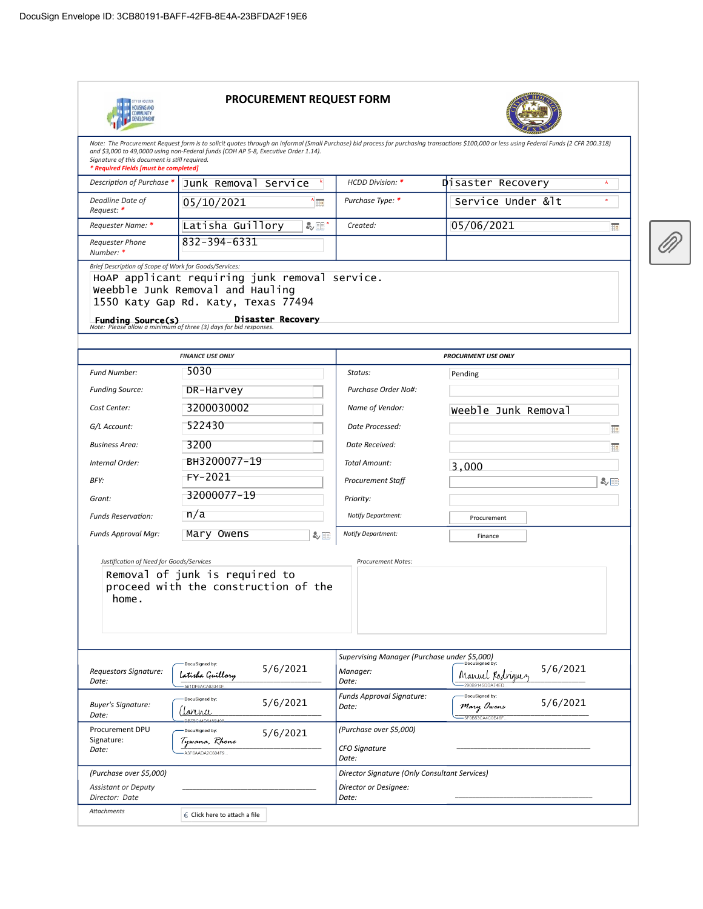DocuSign Envelope ID: 3CB80191-BAFF-42FB-8E4A-23BFDA2F19E6

# PROCUREMENT REQUEST FORM

*Note: The Procurement Request form is to solicit quotes through an informal (Small Purchase) bid process for purchasing transactions $100,000 or less using Federal Funds (2 CFR 200.318) and $3,000 to 49,0000 using non-Federal funds (COH AP 5-8, Executive Order 1.14).*
*Signature of this document is still required.*
*** Required Fields [must be completed]**

| | | | |
|---|---|---|---|
| Description of Purchase * | Junk Removal Service | HCDD Division: * | Disaster Recovery |
| Deadline Date of Request: * | 05/10/2021 | Purchase Type: * | Service Under &lt |
| Requester Name: * | Latisha Guillory | Created: | 05/06/2021 |
| Requester Phone Number: * | 832-394-6331 | | |

*Brief Description of Scope of Work for Goods/Services:*

HoAP applicant requiring junk removal service.
Weebble Junk Removal and Hauling
1550 Katy Gap Rd. Katy, Texas 77494

**Funding Source(s)** **Disaster Recovery**

*Note: Please allow a minimum of three (3) days for bid responses.*

| FINANCE USE ONLY | | PROCURMENT USE ONLY | |
|---|---|---|---|
| Fund Number: | 5030 | Status: | Pending |
| Funding Source: | DR-Harvey | Purchase Order No#: | |
| Cost Center: | 3200030002 | Name of Vendor: | Weeble Junk Removal |
| G/L Account: | 522430 | Date Processed: | |
| Business Area: | 3200 | Date Received: | |
| Internal Order: | BH3200077-19 | Total Amount: | 3,000 |
| BFY: | FY-2021 | Procurement Staff | |
| Grant: | 32000077-19 | Priority: | |
| Funds Reservation: | n/a | Notify Department: | Procurement |
| Funds Approval Mgr: | Mary Owens | Notify Department: | Finance |

*Justification of Need for Goods/Services*

Removal of junk is required to proceed with the construction of the home.

*Procurement Notes:*

| | | |
|---|---|---|
| Requestors Signature: Date: | DocuSigned by: Latisha Guillory 561DF6ACA83346E — 5/6/2021 | Supervising Manager (Purchase under $5,000) Manager: Date: DocuSigned by: Manuel Rodriguez 290B9145DDA74ED — 5/6/2021 |
| Buyer's Signature: Date: | DocuSigned by: Clarence — 5/6/2021 | Funds Approval Signature: Date: DocuSigned by: Mary Owens 5F0B53CA4C0E46F — 5/6/2021 |
| Procurement DPU Signature: Date: | DocuSigned by: Tywana Rhone A3F6AADA2C604F8 — 5/6/2021 | (Purchase over $5,000) CFO Signature Date: ______________________ |
| (Purchase over $5,000) Assistant or Deputy Director: Date | ______________________ | Director Signature (Only Consultant Services) Director or Designee: Date: ______________________ |

Attachments — Click here to attach a file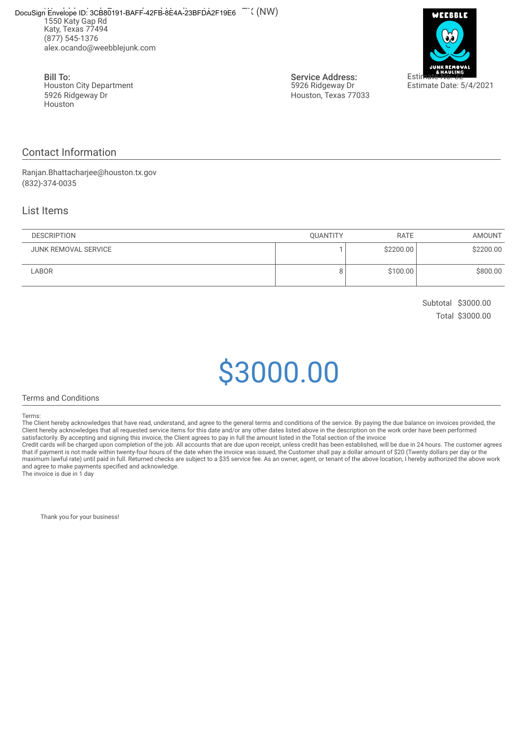DocuSign Envelope ID: 3CB80191-BAFF-42FB-8E4A-23BFDA2F19E6

(NW)
1550 Katy Gap Rd
Katy, Texas 77494
(877) 545-1376
alex.ocando@weebblejunk.com

WEEBBLE JUNK REMOVAL & HAULING

**Bill To:**
Houston City Department
5926 Ridgeway Dr
Houston

**Service Address:**
5926 Ridgeway Dr
Houston, Texas 77033

Estimate No: 02
Estimate Date: 5/4/2021

## Contact Information

Ranjan.Bhattacharjee@houston.tx.gov
(832)-374-0035

## List Items

| DESCRIPTION | QUANTITY | RATE | AMOUNT |
|---|---|---|---|
| JUNK REMOVAL SERVICE | 1 | $2200.00 | $2200.00 |
| LABOR | 8 | $100.00 | $800.00 |

Subtotal $3000.00
Total $3000.00

# $3000.00

## Terms and Conditions

Terms:
The Client hereby acknowledges that have read, understand, and agree to the general terms and conditions of the service. By paying the due balance on invoices provided, the Client hereby acknowledges that all requested service items for this date and/or any other dates listed above in the description on the work order have been performed satisfactorily. By accepting and signing this invoice, the Client agrees to pay in full the amount listed in the Total section of the invoice
Credit cards will be charged upon completion of the job. All accounts that are due upon receipt, unless credit has been established, will be due in 24 hours. The customer agrees that if payment is not made within twenty-four hours of the date when the invoice was issued, the Customer shall pay a dollar amount of $20 (Twenty dollars per day or the maximum lawful rate) until paid in full. Returned checks are subject to a $35 service fee. As an owner, agent, or tenant of the above location, I hereby authorized the above work and agree to make payments specified and acknowledge.
The invoice is due in 1 day

Thank you for your business!